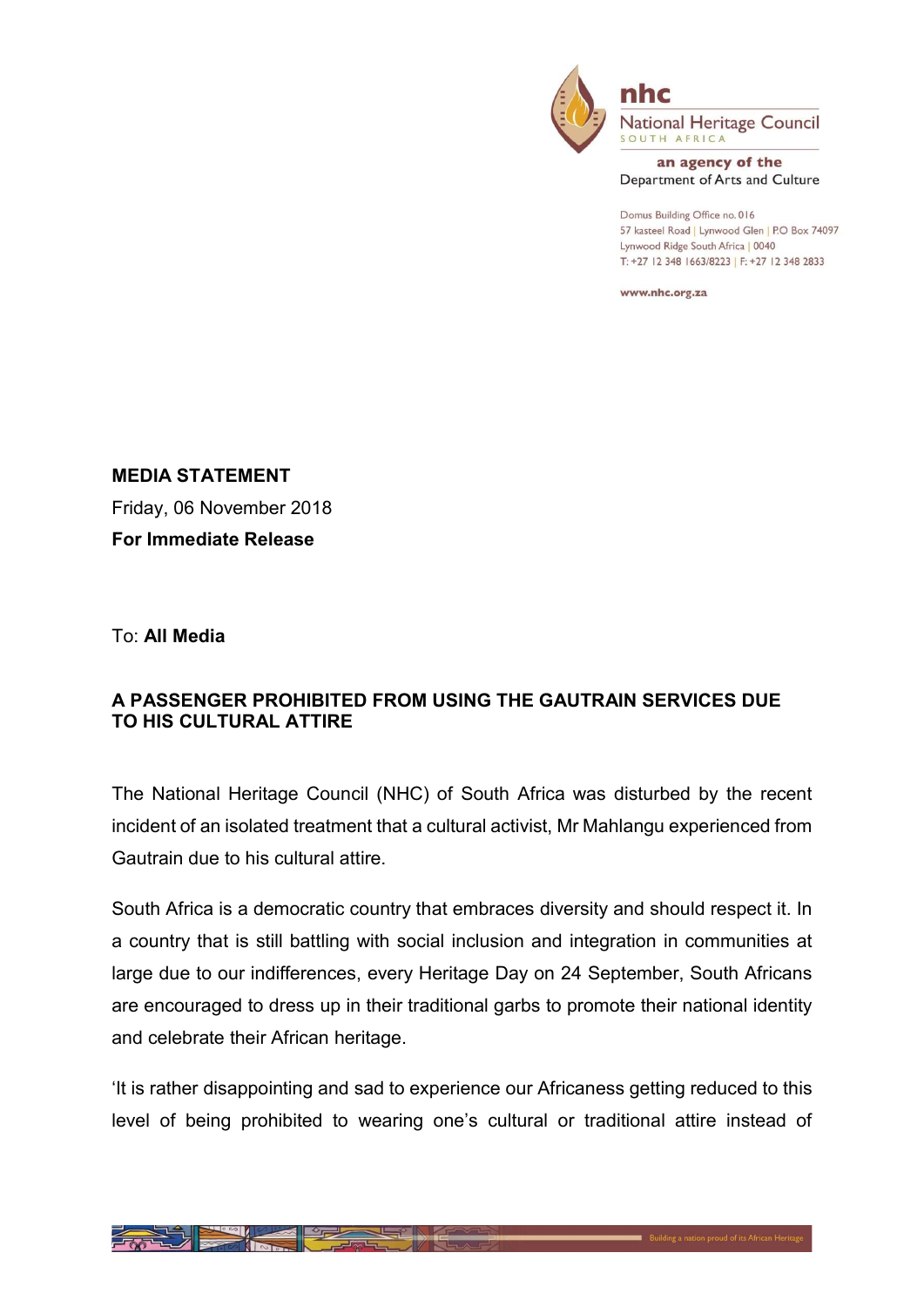nhc
National Heritage Council
SOUTH AFRICA

an agency of the
Department of Arts and Culture

Domus Building Office no. 016
57 kasteel Road | Lynwood Glen | P.O Box 74097
Lynwood Ridge South Africa | 0040
T: +27 12 348 1663/8223 | F: +27 12 348 2833

www.nhc.org.za

**MEDIA STATEMENT**
Friday, 06 November 2018
**For Immediate Release**

To: **All Media**

**A PASSENGER PROHIBITED FROM USING THE GAUTRAIN SERVICES DUE TO HIS CULTURAL ATTIRE**

The National Heritage Council (NHC) of South Africa was disturbed by the recent incident of an isolated treatment that a cultural activist, Mr Mahlangu experienced from Gautrain due to his cultural attire.

South Africa is a democratic country that embraces diversity and should respect it. In a country that is still battling with social inclusion and integration in communities at large due to our indifferences, every Heritage Day on 24 September, South Africans are encouraged to dress up in their traditional garbs to promote their national identity and celebrate their African heritage.

'It is rather disappointing and sad to experience our Africaness getting reduced to this level of being prohibited to wearing one's cultural or traditional attire instead of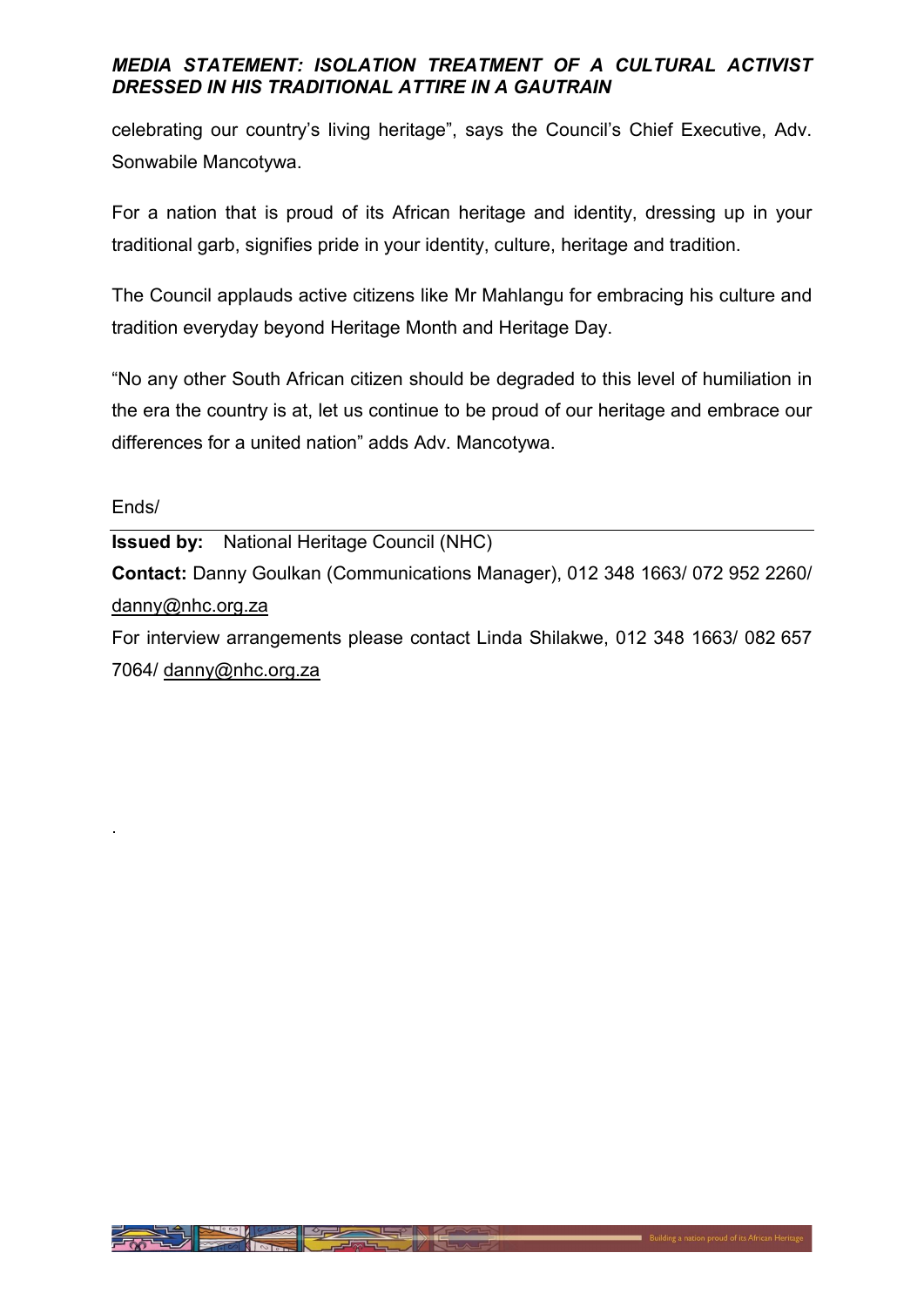celebrating our country's living heritage", says the Council's Chief Executive, Adv. Sonwabile Mancotywa.

For a nation that is proud of its African heritage and identity, dressing up in your traditional garb, signifies pride in your identity, culture, heritage and tradition.

The Council applauds active citizens like Mr Mahlangu for embracing his culture and tradition everyday beyond Heritage Month and Heritage Day.

"No any other South African citizen should be degraded to this level of humiliation in the era the country is at, let us continue to be proud of our heritage and embrace our differences for a united nation" adds Adv. Mancotywa.

Ends/

---

**Issued by:** National Heritage Council (NHC)

**Contact:** Danny Goulkan (Communications Manager), 012 348 1663/ 072 952 2260/ danny@nhc.org.za

For interview arrangements please contact Linda Shilakwe, 012 348 1663/ 082 657 7064/ danny@nhc.org.za

.